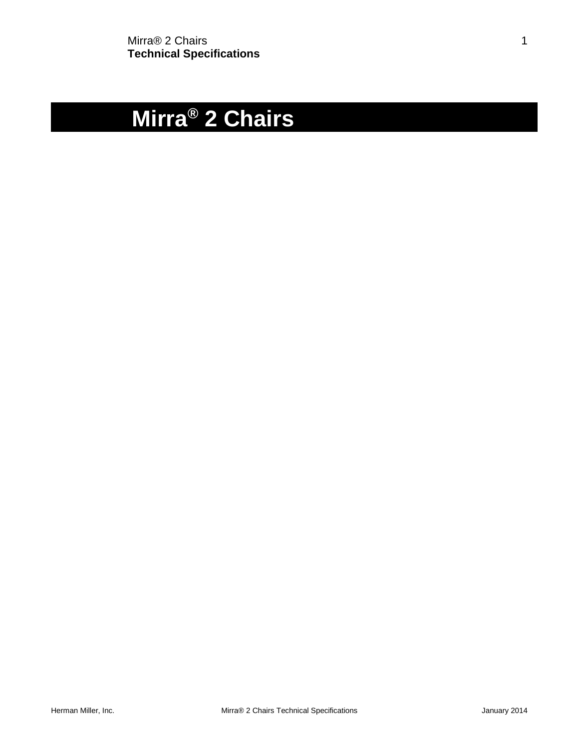# Mirra® 2 Chairs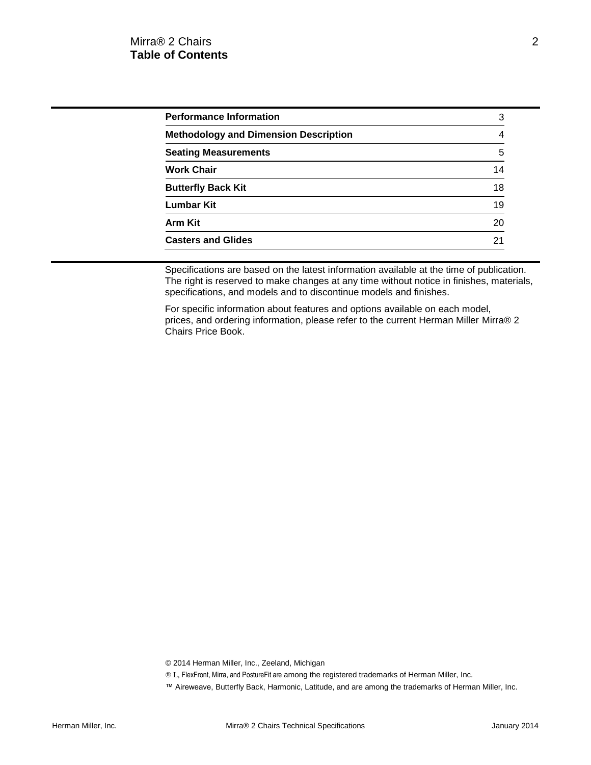# Table of Contents

| | |
|---|---|
| **Performance Information** | 3 |
| **Methodology and Dimension Description** | 4 |
| **Seating Measurements** | 5 |
| **Work Chair** | 14 |
| **Butterfly Back Kit** | 18 |
| **Lumbar Kit** | 19 |
| **Arm Kit** | 20 |
| **Casters and Glides** | 21 |

Specifications are based on the latest information available at the time of publication. The right is reserved to make changes at any time without notice in finishes, materials, specifications, and models and to discontinue models and finishes.

For specific information about features and options available on each model, prices, and ordering information, please refer to the current Herman Miller Mirra® 2 Chairs Price Book.

© 2014 Herman Miller, Inc., Zeeland, Michigan

® L, FlexFront, Mirra, and PostureFit are among the registered trademarks of Herman Miller, Inc.

™ Aireweave, Butterfly Back, Harmonic, Latitude, and are among the trademarks of Herman Miller, Inc.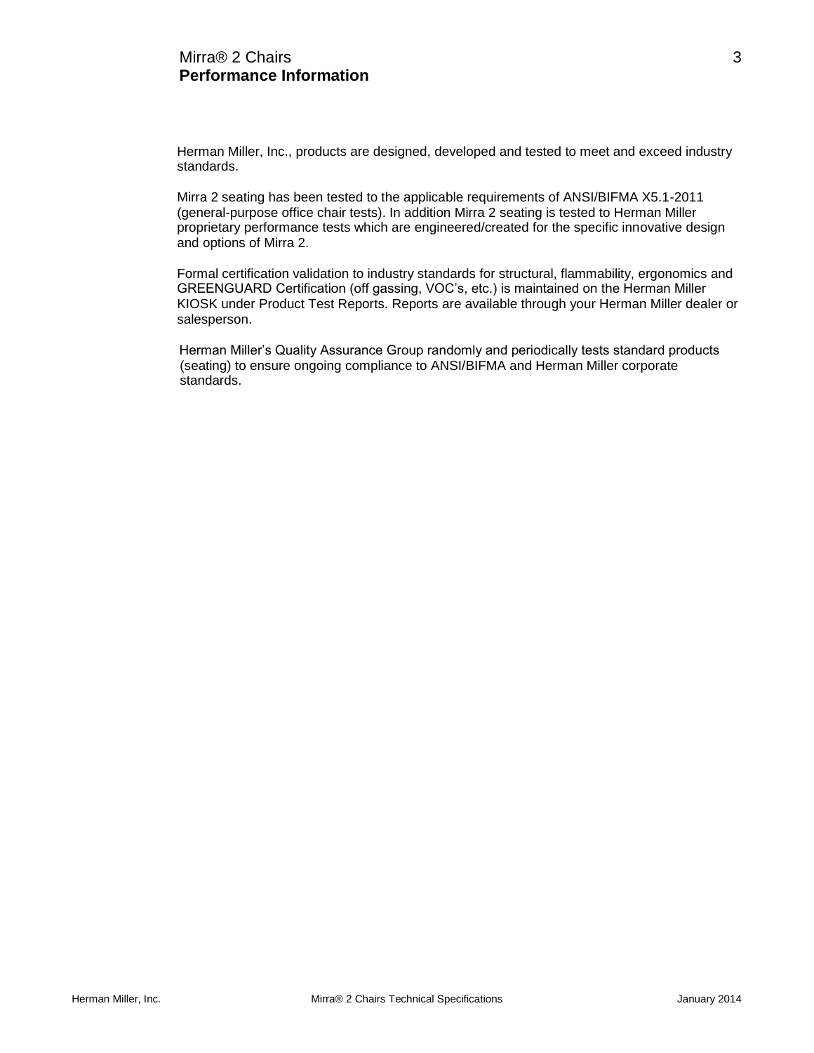## Performance Information

Herman Miller, Inc., products are designed, developed and tested to meet and exceed industry standards.

Mirra 2 seating has been tested to the applicable requirements of ANSI/BIFMA X5.1-2011 (general-purpose office chair tests). In addition Mirra 2 seating is tested to Herman Miller proprietary performance tests which are engineered/created for the specific innovative design and options of Mirra 2.

Formal certification validation to industry standards for structural, flammability, ergonomics and GREENGUARD Certification (off gassing, VOC's, etc.) is maintained on the Herman Miller KIOSK under Product Test Reports. Reports are available through your Herman Miller dealer or salesperson.

Herman Miller's Quality Assurance Group randomly and periodically tests standard products (seating) to ensure ongoing compliance to ANSI/BIFMA and Herman Miller corporate standards.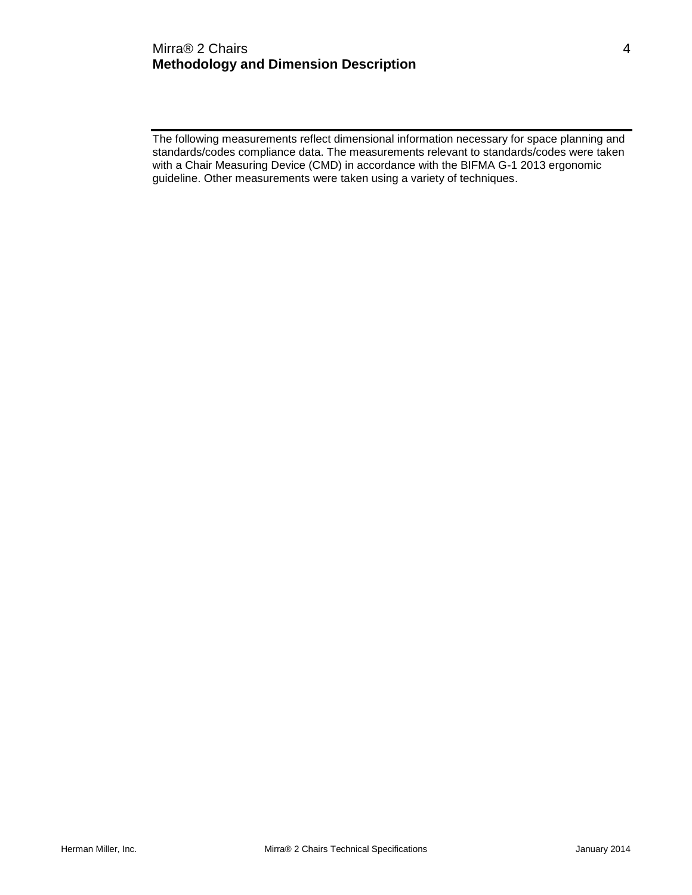# Methodology and Dimension Description

The following measurements reflect dimensional information necessary for space planning and standards/codes compliance data. The measurements relevant to standards/codes were taken with a Chair Measuring Device (CMD) in accordance with the BIFMA G-1 2013 ergonomic guideline. Other measurements were taken using a variety of techniques.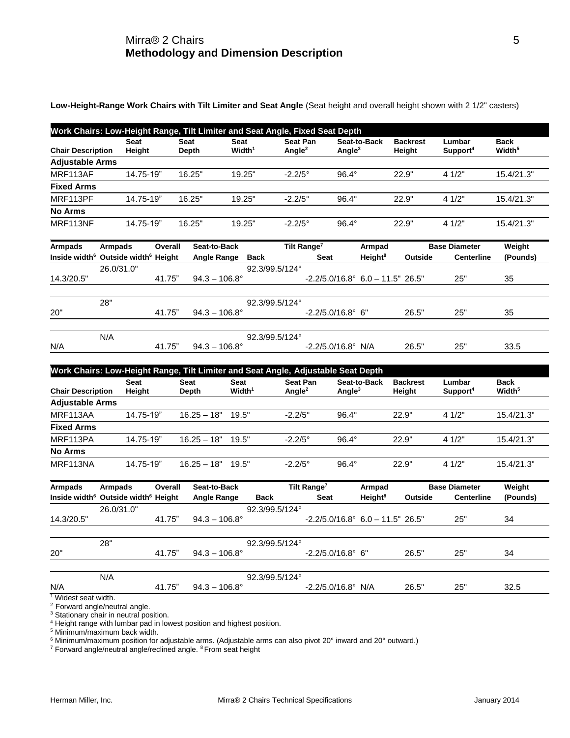## Mirra® 2 Chairs
## Methodology and Dimension Description

**Low-Height-Range Work Chairs with Tilt Limiter and Seat Angle** (Seat height and overall height shown with 2 1/2" casters)

**Work Chairs: Low-Height Range, Tilt Limiter and Seat Angle, Fixed Seat Depth**

| Chair Description | Seat Height | Seat Depth | Seat Width[1] | Seat Pan Angle[2] | Seat-to-Back Angle[3] | Backrest Height | Lumbar Support[4] | Back Width[5] |
|---|---|---|---|---|---|---|---|---|
| **Adjustable Arms** | | | | | | | | |
| MRF113AF | 14.75-19" | 16.25" | 19.25" | -2.2/5° | 96.4° | 22.9" | 4 1/2" | 15.4/21.3" |
| **Fixed Arms** | | | | | | | | |
| MRF113PF | 14.75-19" | 16.25" | 19.25" | -2.2/5° | 96.4° | 22.9" | 4 1/2" | 15.4/21.3" |
| **No Arms** | | | | | | | | |
| MRF113NF | 14.75-19" | 16.25" | 19.25" | -2.2/5° | 96.4° | 22.9" | 4 1/2" | 15.4/21.3" |

| Armpads Inside width[6] | Armpads Outside width[6] | Overall Height | Seat-to-Back Angle Range | Tilt Range[7] Back | Tilt Range[7] Seat | Armpad Height[8] | Base Diameter Outside | Base Diameter Centerline | Weight (Pounds) |
|---|---|---|---|---|---|---|---|---|---|
| 14.3/20.5" | 26.0/31.0" | 41.75" | 94.3 – 106.8° | 92.3/99.5/124° | -2.2/5.0/16.8° | 6.0 – 11.5" | 26.5" | 25" | 35 |
| 20" | 28" | 41.75" | 94.3 – 106.8° | 92.3/99.5/124° | -2.2/5.0/16.8° | 6" | 26.5" | 25" | 35 |
| N/A | N/A | 41.75" | 94.3 – 106.8° | 92.3/99.5/124° | -2.2/5.0/16.8° | N/A | 26.5" | 25" | 33.5 |

**Work Chairs: Low-Height Range, Tilt Limiter and Seat Angle, Adjustable Seat Depth**

| Chair Description | Seat Height | Seat Depth | Seat Width[1] | Seat Pan Angle[2] | Seat-to-Back Angle[3] | Backrest Height | Lumbar Support[4] | Back Width[5] |
|---|---|---|---|---|---|---|---|---|
| **Adjustable Arms** | | | | | | | | |
| MRF113AA | 14.75-19" | 16.25 – 18" | 19.5" | -2.2/5° | 96.4° | 22.9" | 4 1/2" | 15.4/21.3" |
| **Fixed Arms** | | | | | | | | |
| MRF113PA | 14.75-19" | 16.25 – 18" | 19.5" | -2.2/5° | 96.4° | 22.9" | 4 1/2" | 15.4/21.3" |
| **No Arms** | | | | | | | | |
| MRF113NA | 14.75-19" | 16.25 – 18" | 19.5" | -2.2/5° | 96.4° | 22.9" | 4 1/2" | 15.4/21.3" |

| Armpads Inside width[6] | Armpads Outside width[6] | Overall Height | Seat-to-Back Angle Range | Tilt Range[7] Back | Tilt Range[7] Seat | Armpad Height[8] | Base Diameter Outside | Base Diameter Centerline | Weight (Pounds) |
|---|---|---|---|---|---|---|---|---|---|
| 14.3/20.5" | 26.0/31.0" | 41.75" | 94.3 – 106.8° | 92.3/99.5/124° | -2.2/5.0/16.8° | 6.0 – 11.5" | 26.5" | 25" | 34 |
| 20" | 28" | 41.75" | 94.3 – 106.8° | 92.3/99.5/124° | -2.2/5.0/16.8° | 6" | 26.5" | 25" | 34 |
| N/A | N/A | 41.75" | 94.3 – 106.8° | 92.3/99.5/124° | -2.2/5.0/16.8° | N/A | 26.5" | 25" | 32.5 |

[1] Widest seat width.
[2] Forward angle/neutral angle.
[3] Stationary chair in neutral position.
[4] Height range with lumbar pad in lowest position and highest position.
[5] Minimum/maximum back width.
[6] Minimum/maximum position for adjustable arms. (Adjustable arms can also pivot 20° inward and 20° outward.)
[7] Forward angle/neutral angle/reclined angle. [8] From seat height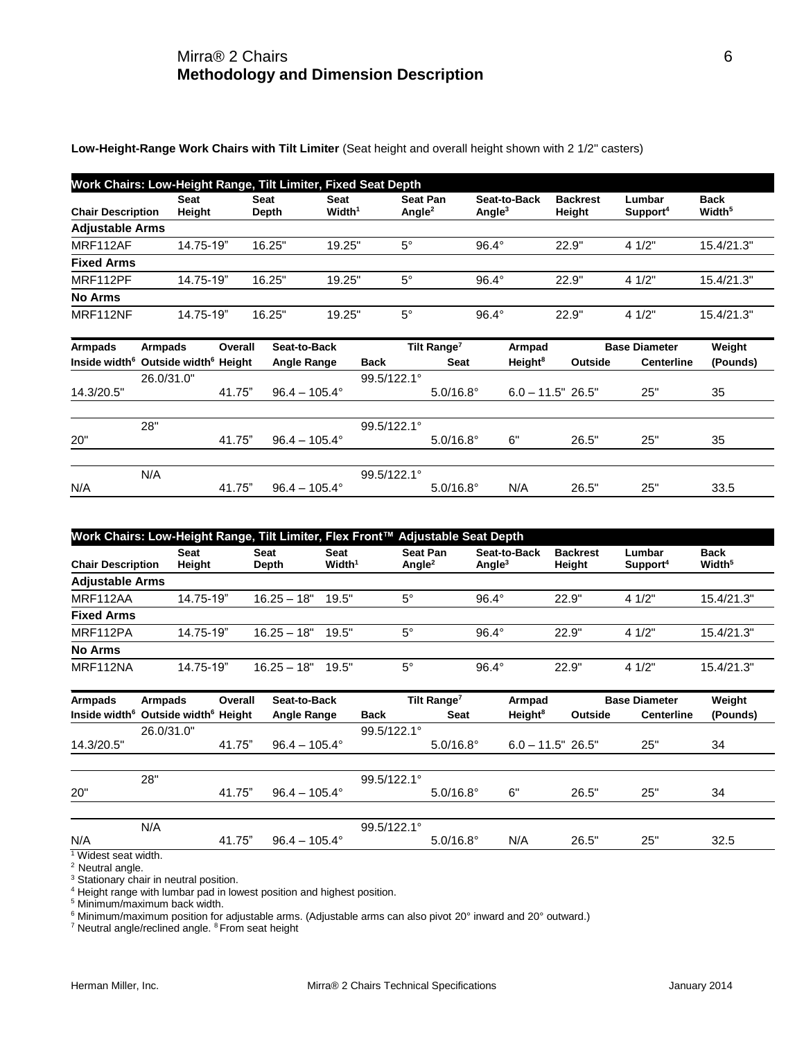# Mirra® 2 Chairs
## Methodology and Dimension Description

**Low-Height-Range Work Chairs with Tilt Limiter** (Seat height and overall height shown with 2 1/2" casters)

**Work Chairs: Low-Height Range, Tilt Limiter, Fixed Seat Depth**

| Chair Description | Seat Height | Seat Depth | Seat Width[1] | Seat Pan Angle[2] | Seat-to-Back Angle[3] | Backrest Height | Lumbar Support[4] | Back Width[5] |
|---|---|---|---|---|---|---|---|---|
| **Adjustable Arms** | | | | | | | | |
| MRF112AF | 14.75-19" | 16.25" | 19.25" | 5° | 96.4° | 22.9" | 4 1/2" | 15.4/21.3" |
| **Fixed Arms** | | | | | | | | |
| MRF112PF | 14.75-19" | 16.25" | 19.25" | 5° | 96.4° | 22.9" | 4 1/2" | 15.4/21.3" |
| **No Arms** | | | | | | | | |
| MRF112NF | 14.75-19" | 16.25" | 19.25" | 5° | 96.4° | 22.9" | 4 1/2" | 15.4/21.3" |

| Armpads Inside width[6] | Armpads Outside width[6] | Overall Height | Seat-to-Back Angle Range | Tilt Range[7] Back | Tilt Range[7] Seat | Armpad Height[8] | Base Diameter Outside | Base Diameter Centerline | Weight (Pounds) |
|---|---|---|---|---|---|---|---|---|---|
| 14.3/20.5" | 26.0/31.0" | 41.75" | 96.4 – 105.4° | 99.5/122.1° | 5.0/16.8° | 6.0 – 11.5" | 26.5" | 25" | 35 |
| 20" | 28" | 41.75" | 96.4 – 105.4° | 99.5/122.1° | 5.0/16.8° | 6" | 26.5" | 25" | 35 |
| N/A | N/A | 41.75" | 96.4 – 105.4° | 99.5/122.1° | 5.0/16.8° | N/A | 26.5" | 25" | 33.5 |

**Work Chairs: Low-Height Range, Tilt Limiter, Flex Front™ Adjustable Seat Depth**

| Chair Description | Seat Height | Seat Depth | Seat Width[1] | Seat Pan Angle[2] | Seat-to-Back Angle[3] | Backrest Height | Lumbar Support[4] | Back Width[5] |
|---|---|---|---|---|---|---|---|---|
| **Adjustable Arms** | | | | | | | | |
| MRF112AA | 14.75-19" | 16.25 – 18" | 19.5" | 5° | 96.4° | 22.9" | 4 1/2" | 15.4/21.3" |
| **Fixed Arms** | | | | | | | | |
| MRF112PA | 14.75-19" | 16.25 – 18" | 19.5" | 5° | 96.4° | 22.9" | 4 1/2" | 15.4/21.3" |
| **No Arms** | | | | | | | | |
| MRF112NA | 14.75-19" | 16.25 – 18" | 19.5" | 5° | 96.4° | 22.9" | 4 1/2" | 15.4/21.3" |

| Armpads Inside width[6] | Armpads Outside width[6] | Overall Height | Seat-to-Back Angle Range | Tilt Range[7] Back | Tilt Range[7] Seat | Armpad Height[8] | Base Diameter Outside | Base Diameter Centerline | Weight (Pounds) |
|---|---|---|---|---|---|---|---|---|---|
| 14.3/20.5" | 26.0/31.0" | 41.75" | 96.4 – 105.4° | 99.5/122.1° | 5.0/16.8° | 6.0 – 11.5" | 26.5" | 25" | 34 |
| 20" | 28" | 41.75" | 96.4 – 105.4° | 99.5/122.1° | 5.0/16.8° | 6" | 26.5" | 25" | 34 |
| N/A | N/A | 41.75" | 96.4 – 105.4° | 99.5/122.1° | 5.0/16.8° | N/A | 26.5" | 25" | 32.5 |

[1] Widest seat width.
[2] Neutral angle.
[3] Stationary chair in neutral position.
[4] Height range with lumbar pad in lowest position and highest position.
[5] Minimum/maximum back width.
[6] Minimum/maximum position for adjustable arms. (Adjustable arms can also pivot 20° inward and 20° outward.)
[7] Neutral angle/reclined angle. [8] From seat height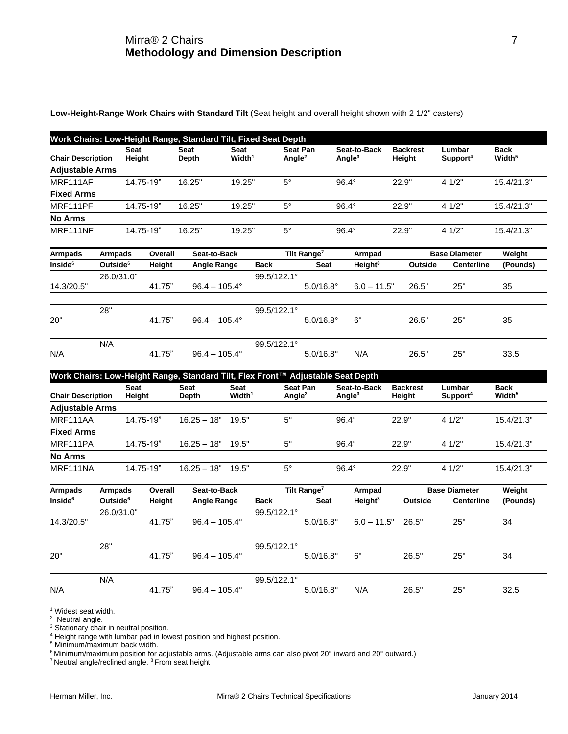## Methodology and Dimension Description

**Low-Height-Range Work Chairs with Standard Tilt** (Seat height and overall height shown with 2 1/2" casters)

**Work Chairs: Low-Height Range, Standard Tilt, Fixed Seat Depth**

| Chair Description | Seat Height | Seat Depth | Seat Width[1] | Seat Pan Angle[2] | Seat-to-Back Angle[3] | Backrest Height | Lumbar Support[4] | Back Width[5] |
|---|---|---|---|---|---|---|---|---|
| **Adjustable Arms** | | | | | | | | |
| MRF111AF | 14.75-19" | 16.25" | 19.25" | 5° | 96.4° | 22.9" | 4 1/2" | 15.4/21.3" |
| **Fixed Arms** | | | | | | | | |
| MRF111PF | 14.75-19" | 16.25" | 19.25" | 5° | 96.4° | 22.9" | 4 1/2" | 15.4/21.3" |
| **No Arms** | | | | | | | | |
| MRF111NF | 14.75-19" | 16.25" | 19.25" | 5° | 96.4° | 22.9" | 4 1/2" | 15.4/21.3" |

| Armpads Inside[6] | Armpads Outside[6] | Overall Height | Seat-to-Back Angle Range | Tilt Range[7] Back | Tilt Range[7] Seat | Armpad Height[8] | Base Diameter Outside | Base Diameter Centerline | Weight (Pounds) |
|---|---|---|---|---|---|---|---|---|---|
| 14.3/20.5" | 26.0/31.0" | 41.75" | 96.4 – 105.4° | 99.5/122.1° | 5.0/16.8° | 6.0 – 11.5" | 26.5" | 25" | 35 |
| 20" | 28" | 41.75" | 96.4 – 105.4° | 99.5/122.1° | 5.0/16.8° | 6" | 26.5" | 25" | 35 |
| N/A | N/A | 41.75" | 96.4 – 105.4° | 99.5/122.1° | 5.0/16.8° | N/A | 26.5" | 25" | 33.5 |

**Work Chairs: Low-Height Range, Standard Tilt, Flex Front™ Adjustable Seat Depth**

| Chair Description | Seat Height | Seat Depth | Seat Width[1] | Seat Pan Angle[2] | Seat-to-Back Angle[3] | Backrest Height | Lumbar Support[4] | Back Width[5] |
|---|---|---|---|---|---|---|---|---|
| **Adjustable Arms** | | | | | | | | |
| MRF111AA | 14.75-19" | 16.25 – 18" | 19.5" | 5° | 96.4° | 22.9" | 4 1/2" | 15.4/21.3" |
| **Fixed Arms** | | | | | | | | |
| MRF111PA | 14.75-19" | 16.25 – 18" | 19.5" | 5° | 96.4° | 22.9" | 4 1/2" | 15.4/21.3" |
| **No Arms** | | | | | | | | |
| MRF111NA | 14.75-19" | 16.25 – 18" | 19.5" | 5° | 96.4° | 22.9" | 4 1/2" | 15.4/21.3" |

| Armpads Inside[6] | Armpads Outside[6] | Overall Height | Seat-to-Back Angle Range | Tilt Range[7] Back | Tilt Range[7] Seat | Armpad Height[8] | Base Diameter Outside | Base Diameter Centerline | Weight (Pounds) |
|---|---|---|---|---|---|---|---|---|---|
| 14.3/20.5" | 26.0/31.0" | 41.75" | 96.4 – 105.4° | 99.5/122.1° | 5.0/16.8° | 6.0 – 11.5" | 26.5" | 25" | 34 |
| 20" | 28" | 41.75" | 96.4 – 105.4° | 99.5/122.1° | 5.0/16.8° | 6" | 26.5" | 25" | 34 |
| N/A | N/A | 41.75" | 96.4 – 105.4° | 99.5/122.1° | 5.0/16.8° | N/A | 26.5" | 25" | 32.5 |

[1] Widest seat width.
[2] Neutral angle.
[3] Stationary chair in neutral position.
[4] Height range with lumbar pad in lowest position and highest position.
[5] Minimum/maximum back width.
[6] Minimum/maximum position for adjustable arms. (Adjustable arms can also pivot 20° inward and 20° outward.)
[7] Neutral angle/reclined angle. [8] From seat height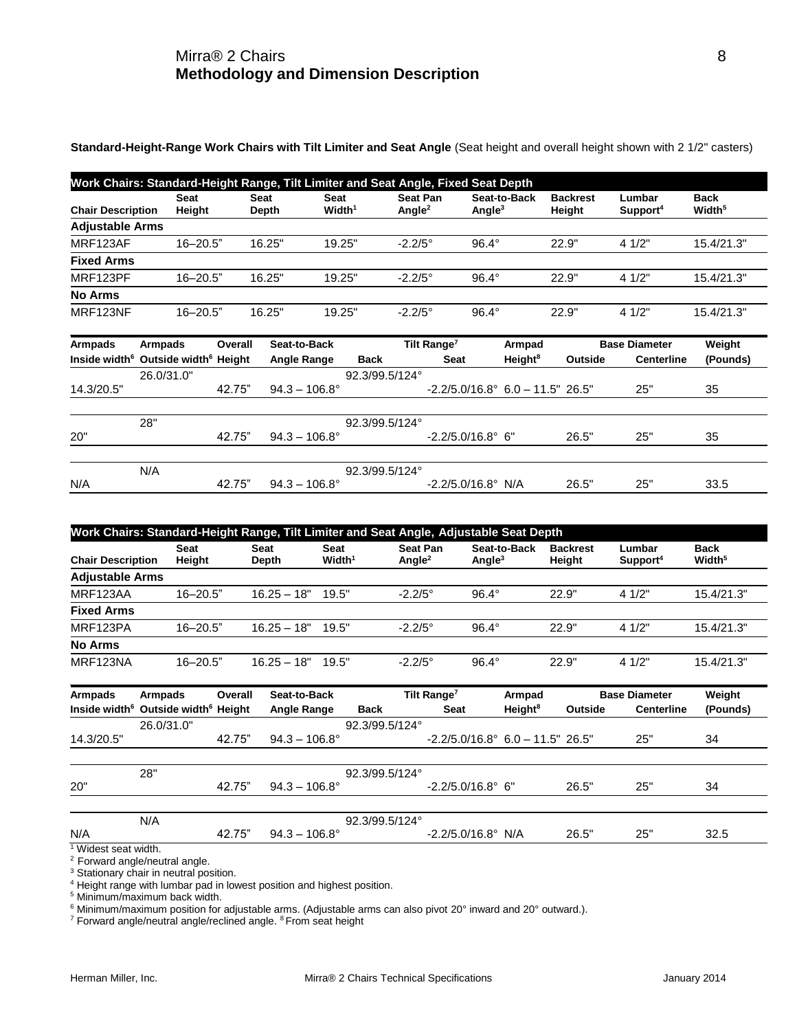## Methodology and Dimension Description

**Standard-Height-Range Work Chairs with Tilt Limiter and Seat Angle** (Seat height and overall height shown with 2 1/2" casters)

**Work Chairs: Standard-Height Range, Tilt Limiter and Seat Angle, Fixed Seat Depth**

| Chair Description | Seat Height | Seat Depth | Seat Width[1] | Seat Pan Angle[2] | Seat-to-Back Angle[3] | Backrest Height | Lumbar Support[4] | Back Width[5] |
|---|---|---|---|---|---|---|---|---|
| **Adjustable Arms** | | | | | | | | |
| MRF123AF | 16–20.5" | 16.25" | 19.25" | -2.2/5° | 96.4° | 22.9" | 4 1/2" | 15.4/21.3" |
| **Fixed Arms** | | | | | | | | |
| MRF123PF | 16–20.5" | 16.25" | 19.25" | -2.2/5° | 96.4° | 22.9" | 4 1/2" | 15.4/21.3" |
| **No Arms** | | | | | | | | |
| MRF123NF | 16–20.5" | 16.25" | 19.25" | -2.2/5° | 96.4° | 22.9" | 4 1/2" | 15.4/21.3" |

| Armpads Inside width[6] | Armpads Outside width[6] | Overall Height | Seat-to-Back Angle Range | Tilt Range[7] Back | Tilt Range[7] Seat | Armpad Height[8] | Base Diameter Outside | Base Diameter Centerline | Weight (Pounds) |
|---|---|---|---|---|---|---|---|---|---|
| 14.3/20.5" | 26.0/31.0" | 42.75" | 94.3 – 106.8° | 92.3/99.5/124° | -2.2/5.0/16.8° | 6.0 – 11.5" | 26.5" | 25" | 35 |
| 20" | 28" | 42.75" | 94.3 – 106.8° | 92.3/99.5/124° | -2.2/5.0/16.8° | 6" | 26.5" | 25" | 35 |
| N/A | N/A | 42.75" | 94.3 – 106.8° | 92.3/99.5/124° | -2.2/5.0/16.8° | N/A | 26.5" | 25" | 33.5 |

**Work Chairs: Standard-Height Range, Tilt Limiter and Seat Angle, Adjustable Seat Depth**

| Chair Description | Seat Height | Seat Depth | Seat Width[1] | Seat Pan Angle[2] | Seat-to-Back Angle[3] | Backrest Height | Lumbar Support[4] | Back Width[5] |
|---|---|---|---|---|---|---|---|---|
| **Adjustable Arms** | | | | | | | | |
| MRF123AA | 16–20.5" | 16.25 – 18" | 19.5" | -2.2/5° | 96.4° | 22.9" | 4 1/2" | 15.4/21.3" |
| **Fixed Arms** | | | | | | | | |
| MRF123PA | 16–20.5" | 16.25 – 18" | 19.5" | -2.2/5° | 96.4° | 22.9" | 4 1/2" | 15.4/21.3" |
| **No Arms** | | | | | | | | |
| MRF123NA | 16–20.5" | 16.25 – 18" | 19.5" | -2.2/5° | 96.4° | 22.9" | 4 1/2" | 15.4/21.3" |

| Armpads Inside width[6] | Armpads Outside width[6] | Overall Height | Seat-to-Back Angle Range | Tilt Range[7] Back | Tilt Range[7] Seat | Armpad Height[8] | Base Diameter Outside | Base Diameter Centerline | Weight (Pounds) |
|---|---|---|---|---|---|---|---|---|---|
| 14.3/20.5" | 26.0/31.0" | 42.75" | 94.3 – 106.8° | 92.3/99.5/124° | -2.2/5.0/16.8° | 6.0 – 11.5" | 26.5" | 25" | 34 |
| 20" | 28" | 42.75" | 94.3 – 106.8° | 92.3/99.5/124° | -2.2/5.0/16.8° | 6" | 26.5" | 25" | 34 |
| N/A | N/A | 42.75" | 94.3 – 106.8° | 92.3/99.5/124° | -2.2/5.0/16.8° | N/A | 26.5" | 25" | 32.5 |

[1] Widest seat width.
[2] Forward angle/neutral angle.
[3] Stationary chair in neutral position.
[4] Height range with lumbar pad in lowest position and highest position.
[5] Minimum/maximum back width.
[6] Minimum/maximum position for adjustable arms. (Adjustable arms can also pivot 20° inward and 20° outward.).
[7] Forward angle/neutral angle/reclined angle. [8] From seat height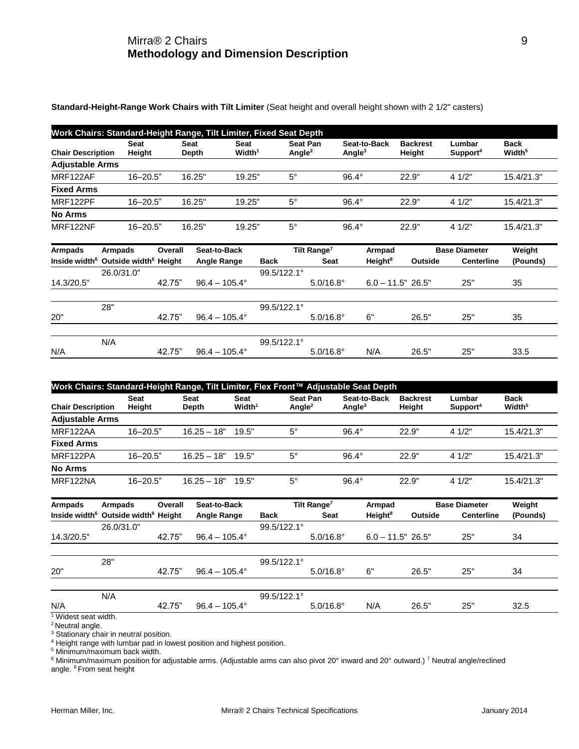## Methodology and Dimension Description

**Standard-Height-Range Work Chairs with Tilt Limiter** (Seat height and overall height shown with 2 1/2" casters)

**Work Chairs: Standard-Height Range, Tilt Limiter, Fixed Seat Depth**

| Chair Description | Seat Height | Seat Depth | Seat Width[1] | Seat Pan Angle[2] | Seat-to-Back Angle[3] | Backrest Height | Lumbar Support[4] | Back Width[5] |
|---|---|---|---|---|---|---|---|---|
| **Adjustable Arms** | | | | | | | | |
| MRF122AF | 16–20.5" | 16.25" | 19.25" | 5° | 96.4° | 22.9" | 4 1/2" | 15.4/21.3" |
| **Fixed Arms** | | | | | | | | |
| MRF122PF | 16–20.5" | 16.25" | 19.25" | 5° | 96.4° | 22.9" | 4 1/2" | 15.4/21.3" |
| **No Arms** | | | | | | | | |
| MRF122NF | 16–20.5" | 16.25" | 19.25" | 5° | 96.4° | 22.9" | 4 1/2" | 15.4/21.3" |

| Armpads Inside width[6] | Armpads Outside width[6] | Overall Height | Seat-to-Back Angle Range | Tilt Range[7] Back | Tilt Range[7] Seat | Armpad Height[8] | Base Diameter Outside | Base Diameter Centerline | Weight (Pounds) |
|---|---|---|---|---|---|---|---|---|---|
| 14.3/20.5" | 26.0/31.0" | 42.75" | 96.4 – 105.4° | 99.5/122.1° | 5.0/16.8° | 6.0 – 11.5" | 26.5" | 25" | 35 |
| 20" | 28" | 42.75" | 96.4 – 105.4° | 99.5/122.1° | 5.0/16.8° | 6" | 26.5" | 25" | 35 |
| N/A | N/A | 42.75" | 96.4 – 105.4° | 99.5/122.1° | 5.0/16.8° | N/A | 26.5" | 25" | 33.5 |

**Work Chairs: Standard-Height Range, Tilt Limiter, Flex Front™ Adjustable Seat Depth**

| Chair Description | Seat Height | Seat Depth | Seat Width[1] | Seat Pan Angle[2] | Seat-to-Back Angle[3] | Backrest Height | Lumbar Support[4] | Back Width[5] |
|---|---|---|---|---|---|---|---|---|
| **Adjustable Arms** | | | | | | | | |
| MRF122AA | 16–20.5" | 16.25 – 18" | 19.5" | 5° | 96.4° | 22.9" | 4 1/2" | 15.4/21.3" |
| **Fixed Arms** | | | | | | | | |
| MRF122PA | 16–20.5" | 16.25 – 18" | 19.5" | 5° | 96.4° | 22.9" | 4 1/2" | 15.4/21.3" |
| **No Arms** | | | | | | | | |
| MRF122NA | 16–20.5" | 16.25 – 18" | 19.5" | 5° | 96.4° | 22.9" | 4 1/2" | 15.4/21.3" |

| Armpads Inside width[6] | Armpads Outside width[6] | Overall Height | Seat-to-Back Angle Range | Tilt Range[7] Back | Tilt Range[7] Seat | Armpad Height[8] | Base Diameter Outside | Base Diameter Centerline | Weight (Pounds) |
|---|---|---|---|---|---|---|---|---|---|
| 14.3/20.5" | 26.0/31.0" | 42.75" | 96.4 – 105.4° | 99.5/122.1° | 5.0/16.8° | 6.0 – 11.5" | 26.5" | 25" | 34 |
| 20" | 28" | 42.75" | 96.4 – 105.4° | 99.5/122.1° | 5.0/16.8° | 6" | 26.5" | 25" | 34 |
| N/A | N/A | 42.75" | 96.4 – 105.4° | 99.5/122.1° | 5.0/16.8° | N/A | 26.5" | 25" | 32.5 |

[1] Widest seat width.
[2] Neutral angle.
[3] Stationary chair in neutral position.
[4] Height range with lumbar pad in lowest position and highest position.
[5] Minimum/maximum back width.
[6] Minimum/maximum position for adjustable arms. (Adjustable arms can also pivot 20° inward and 20° outward.) [7] Neutral angle/reclined angle. [8] From seat height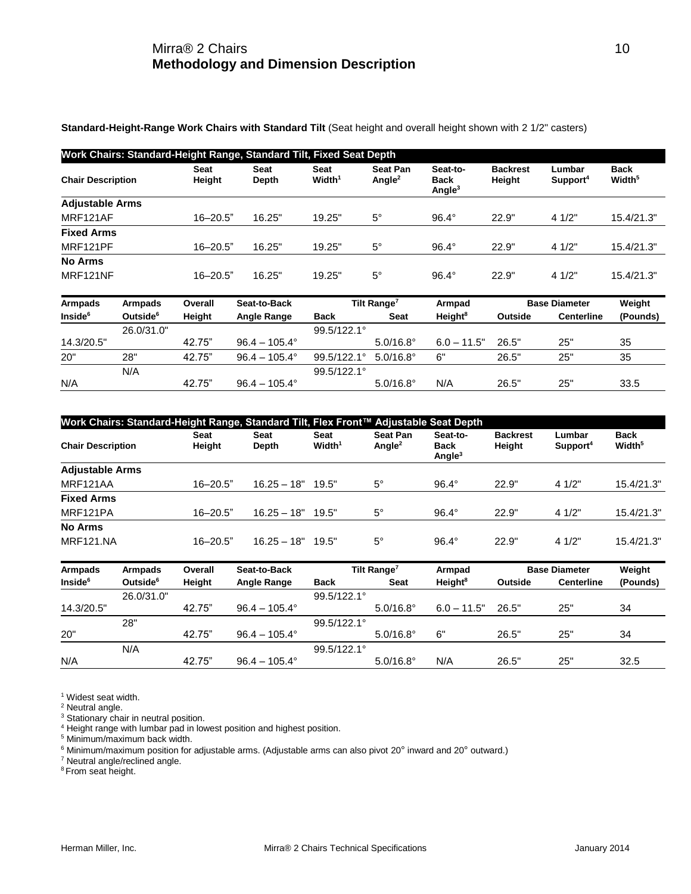# Mirra® 2 Chairs
## Methodology and Dimension Description

**Standard-Height-Range Work Chairs with Standard Tilt** (Seat height and overall height shown with 2 1/2" casters)

**Work Chairs: Standard-Height Range, Standard Tilt, Fixed Seat Depth**

| Chair Description | Seat Height | Seat Depth | Seat Width[1] | Seat Pan Angle[2] | Seat-to-Back Angle[3] | Backrest Height | Lumbar Support[4] | Back Width[5] |
|---|---|---|---|---|---|---|---|---|
| **Adjustable Arms** | | | | | | | | |
| MRF121AF | 16–20.5" | 16.25" | 19.25" | 5° | 96.4° | 22.9" | 4 1/2" | 15.4/21.3" |
| **Fixed Arms** | | | | | | | | |
| MRF121PF | 16–20.5" | 16.25" | 19.25" | 5° | 96.4° | 22.9" | 4 1/2" | 15.4/21.3" |
| **No Arms** | | | | | | | | |
| MRF121NF | 16–20.5" | 16.25" | 19.25" | 5° | 96.4° | 22.9" | 4 1/2" | 15.4/21.3" |

| Armpads Inside[6] | Armpads Outside[6] | Overall Height | Seat-to-Back Angle Range | Tilt Range[7] Back | Tilt Range[7] Seat | Armpad Height[8] | Base Diameter Outside | Base Diameter Centerline | Weight (Pounds) |
|---|---|---|---|---|---|---|---|---|---|
| 14.3/20.5" | 26.0/31.0" | 42.75" | 96.4 – 105.4° | 99.5/122.1° | 5.0/16.8° | 6.0 – 11.5" | 26.5" | 25" | 35 |
| 20" | 28" | 42.75" | 96.4 – 105.4° | 99.5/122.1° | 5.0/16.8° | 6" | 26.5" | 25" | 35 |
| N/A | N/A | 42.75" | 96.4 – 105.4° | 99.5/122.1° | 5.0/16.8° | N/A | 26.5" | 25" | 33.5 |

**Work Chairs: Standard-Height Range, Standard Tilt, Flex Front™ Adjustable Seat Depth**

| Chair Description | Seat Height | Seat Depth | Seat Width[1] | Seat Pan Angle[2] | Seat-to-Back Angle[3] | Backrest Height | Lumbar Support[4] | Back Width[5] |
|---|---|---|---|---|---|---|---|---|
| **Adjustable Arms** | | | | | | | | |
| MRF121AA | 16–20.5" | 16.25 – 18" | 19.5" | 5° | 96.4° | 22.9" | 4 1/2" | 15.4/21.3" |
| **Fixed Arms** | | | | | | | | |
| MRF121PA | 16–20.5" | 16.25 – 18" | 19.5" | 5° | 96.4° | 22.9" | 4 1/2" | 15.4/21.3" |
| **No Arms** | | | | | | | | |
| MRF121.NA | 16–20.5" | 16.25 – 18" | 19.5" | 5° | 96.4° | 22.9" | 4 1/2" | 15.4/21.3" |

| Armpads Inside[6] | Armpads Outside[6] | Overall Height | Seat-to-Back Angle Range | Tilt Range[7] Back | Tilt Range[7] Seat | Armpad Height[8] | Base Diameter Outside | Base Diameter Centerline | Weight (Pounds) |
|---|---|---|---|---|---|---|---|---|---|
| 14.3/20.5" | 26.0/31.0" | 42.75" | 96.4 – 105.4° | 99.5/122.1° | 5.0/16.8° | 6.0 – 11.5" | 26.5" | 25" | 34 |
| 20" | 28" | 42.75" | 96.4 – 105.4° | 99.5/122.1° | 5.0/16.8° | 6" | 26.5" | 25" | 34 |
| N/A | N/A | 42.75" | 96.4 – 105.4° | 99.5/122.1° | 5.0/16.8° | N/A | 26.5" | 25" | 32.5 |

[1] Widest seat width.
[2] Neutral angle.
[3] Stationary chair in neutral position.
[4] Height range with lumbar pad in lowest position and highest position.
[5] Minimum/maximum back width.
[6] Minimum/maximum position for adjustable arms. (Adjustable arms can also pivot 20° inward and 20° outward.)
[7] Neutral angle/reclined angle.
[8] From seat height.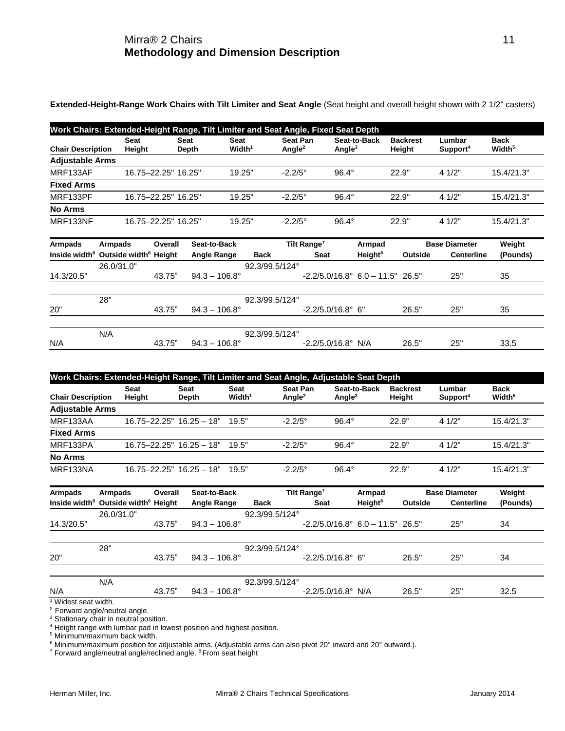## Mirra® 2 Chairs
## Methodology and Dimension Description

**Extended-Height-Range Work Chairs with Tilt Limiter and Seat Angle** (Seat height and overall height shown with 2 1/2" casters)

**Work Chairs: Extended-Height Range, Tilt Limiter and Seat Angle, Fixed Seat Depth**

| Chair Description | Seat Height | Seat Depth | Seat Width[1] | Seat Pan Angle[2] | Seat-to-Back Angle[3] | Backrest Height | Lumbar Support[4] | Back Width[5] |
|---|---|---|---|---|---|---|---|---|
| **Adjustable Arms** | | | | | | | | |
| MRF133AF | 16.75–22.25" | 16.25" | 19.25" | -2.2/5° | 96.4° | 22.9" | 4 1/2" | 15.4/21.3" |
| **Fixed Arms** | | | | | | | | |
| MRF133PF | 16.75–22.25" | 16.25" | 19.25" | -2.2/5° | 96.4° | 22.9" | 4 1/2" | 15.4/21.3" |
| **No Arms** | | | | | | | | |
| MRF133NF | 16.75–22.25" | 16.25" | 19.25" | -2.2/5° | 96.4° | 22.9" | 4 1/2" | 15.4/21.3" |

| Armpads Inside width[6] | Armpads Outside width[6] | Overall Height | Seat-to-Back Angle Range | Tilt Range[7] Back | Tilt Range[7] Seat | Armpad Height[8] | Base Diameter Outside | Base Diameter Centerline | Weight (Pounds) |
|---|---|---|---|---|---|---|---|---|---|
| 14.3/20.5" | 26.0/31.0" | 43.75" | 94.3 – 106.8° | 92.3/99.5/124° | -2.2/5.0/16.8° | 6.0 – 11.5" | 26.5" | 25" | 35 |
| 20" | 28" | 43.75" | 94.3 – 106.8° | 92.3/99.5/124° | -2.2/5.0/16.8° | 6" | 26.5" | 25" | 35 |
| N/A | N/A | 43.75" | 94.3 – 106.8° | 92.3/99.5/124° | -2.2/5.0/16.8° | N/A | 26.5" | 25" | 33.5 |

**Work Chairs: Extended-Height Range, Tilt Limiter and Seat Angle, Adjustable Seat Depth**

| Chair Description | Seat Height | Seat Depth | Seat Width[1] | Seat Pan Angle[2] | Seat-to-Back Angle[3] | Backrest Height | Lumbar Support[4] | Back Width[5] |
|---|---|---|---|---|---|---|---|---|
| **Adjustable Arms** | | | | | | | | |
| MRF133AA | 16.75–22.25" | 16.25 – 18" | 19.5" | -2.2/5° | 96.4° | 22.9" | 4 1/2" | 15.4/21.3" |
| **Fixed Arms** | | | | | | | | |
| MRF133PA | 16.75–22.25" | 16.25 – 18" | 19.5" | -2.2/5° | 96.4° | 22.9" | 4 1/2" | 15.4/21.3" |
| **No Arms** | | | | | | | | |
| MRF133NA | 16.75–22.25" | 16.25 – 18" | 19.5" | -2.2/5° | 96.4° | 22.9" | 4 1/2" | 15.4/21.3" |

| Armpads Inside width[6] | Armpads Outside width[6] | Overall Height | Seat-to-Back Angle Range | Tilt Range[7] Back | Tilt Range[7] Seat | Armpad Height[8] | Base Diameter Outside | Base Diameter Centerline | Weight (Pounds) |
|---|---|---|---|---|---|---|---|---|---|
| 14.3/20.5" | 26.0/31.0" | 43.75" | 94.3 – 106.8° | 92.3/99.5/124° | -2.2/5.0/16.8° | 6.0 – 11.5" | 26.5" | 25" | 34 |
| 20" | 28" | 43.75" | 94.3 – 106.8° | 92.3/99.5/124° | -2.2/5.0/16.8° | 6" | 26.5" | 25" | 34 |
| N/A | N/A | 43.75" | 94.3 – 106.8° | 92.3/99.5/124° | -2.2/5.0/16.8° | N/A | 26.5" | 25" | 32.5 |

[1] Widest seat width.
[2] Forward angle/neutral angle.
[3] Stationary chair in neutral position.
[4] Height range with lumbar pad in lowest position and highest position.
[5] Minimum/maximum back width.
[6] Minimum/maximum position for adjustable arms. (Adjustable arms can also pivot 20° inward and 20° outward.).
[7] Forward angle/neutral angle/reclined angle. [8] From seat height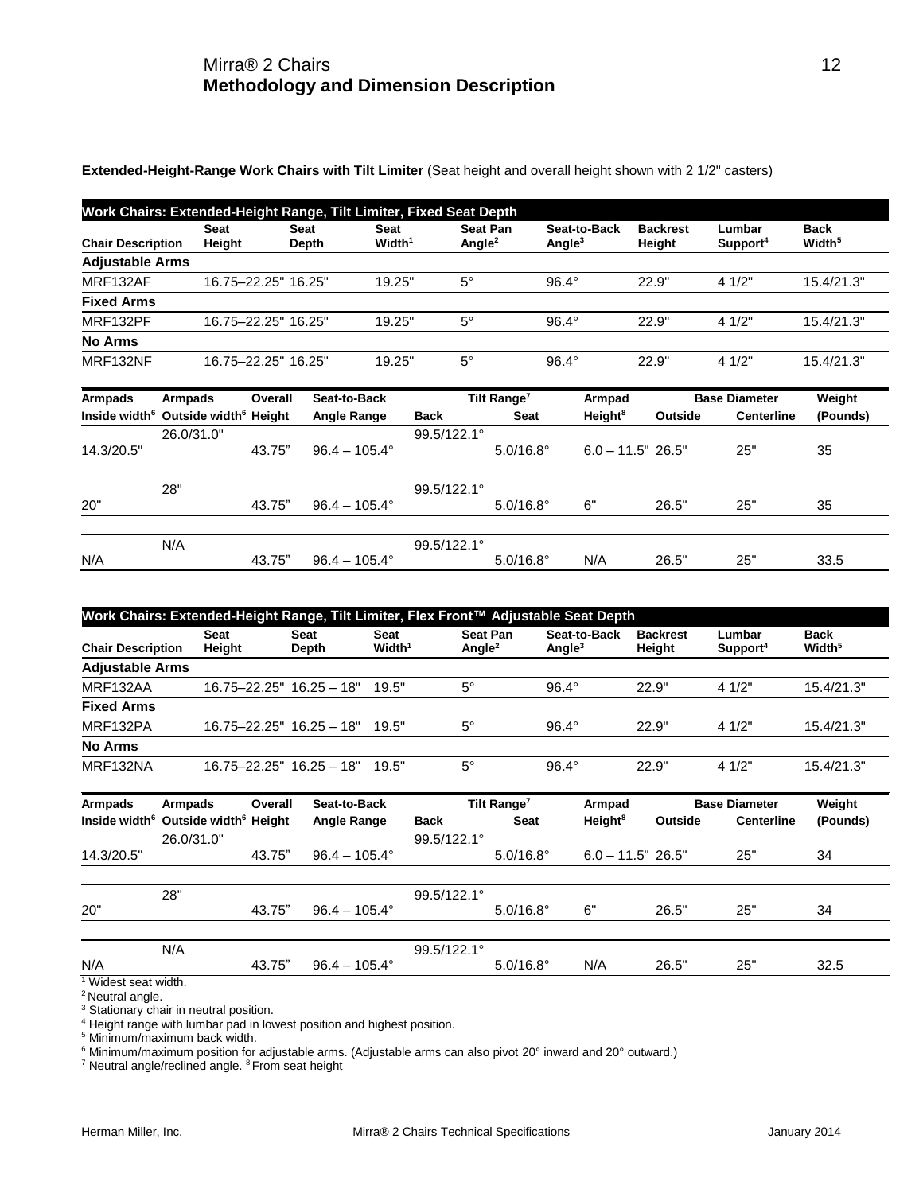# Mirra® 2 Chairs
## Methodology and Dimension Description

**Extended-Height-Range Work Chairs with Tilt Limiter** (Seat height and overall height shown with 2 1/2" casters)

| Work Chairs: Extended-Height Range, Tilt Limiter, Fixed Seat Depth | | | | | | | | |
|---|---|---|---|---|---|---|---|---|
| Chair Description | Seat Height | Seat Depth | Seat Width[1] | Seat Pan Angle[2] | Seat-to-Back Angle[3] | Backrest Height | Lumbar Support[4] | Back Width[5] |
| **Adjustable Arms** | | | | | | | | |
| MRF132AF | 16.75–22.25" | 16.25" | 19.25" | 5° | 96.4° | 22.9" | 4 1/2" | 15.4/21.3" |
| **Fixed Arms** | | | | | | | | |
| MRF132PF | 16.75–22.25" | 16.25" | 19.25" | 5° | 96.4° | 22.9" | 4 1/2" | 15.4/21.3" |
| **No Arms** | | | | | | | | |
| MRF132NF | 16.75–22.25" | 16.25" | 19.25" | 5° | 96.4° | 22.9" | 4 1/2" | 15.4/21.3" |

| Armpads Inside width[6] | Armpads Outside width[6] | Overall Height | Seat-to-Back Angle Range | Tilt Range[7] Back | Tilt Range[7] Seat | Armpad Height[8] | Base Diameter Outside | Base Diameter Centerline | Weight (Pounds) |
|---|---|---|---|---|---|---|---|---|---|
| 14.3/20.5" | 26.0/31.0" | 43.75" | 96.4 – 105.4° | 99.5/122.1° | 5.0/16.8° | 6.0 – 11.5" | 26.5" | 25" | 35 |
| 20" | 28" | 43.75" | 96.4 – 105.4° | 99.5/122.1° | 5.0/16.8° | 6" | 26.5" | 25" | 35 |
| N/A | N/A | 43.75" | 96.4 – 105.4° | 99.5/122.1° | 5.0/16.8° | N/A | 26.5" | 25" | 33.5 |

| Work Chairs: Extended-Height Range, Tilt Limiter, Flex Front™ Adjustable Seat Depth | | | | | | | | |
|---|---|---|---|---|---|---|---|---|
| Chair Description | Seat Height | Seat Depth | Seat Width[1] | Seat Pan Angle[2] | Seat-to-Back Angle[3] | Backrest Height | Lumbar Support[4] | Back Width[5] |
| **Adjustable Arms** | | | | | | | | |
| MRF132AA | 16.75–22.25" | 16.25 – 18" | 19.5" | 5° | 96.4° | 22.9" | 4 1/2" | 15.4/21.3" |
| **Fixed Arms** | | | | | | | | |
| MRF132PA | 16.75–22.25" | 16.25 – 18" | 19.5" | 5° | 96.4° | 22.9" | 4 1/2" | 15.4/21.3" |
| **No Arms** | | | | | | | | |
| MRF132NA | 16.75–22.25" | 16.25 – 18" | 19.5" | 5° | 96.4° | 22.9" | 4 1/2" | 15.4/21.3" |

| Armpads Inside width[6] | Armpads Outside width[6] | Overall Height | Seat-to-Back Angle Range | Tilt Range[7] Back | Tilt Range[7] Seat | Armpad Height[8] | Base Diameter Outside | Base Diameter Centerline | Weight (Pounds) |
|---|---|---|---|---|---|---|---|---|---|
| 14.3/20.5" | 26.0/31.0" | 43.75" | 96.4 – 105.4° | 99.5/122.1° | 5.0/16.8° | 6.0 – 11.5" | 26.5" | 25" | 34 |
| 20" | 28" | 43.75" | 96.4 – 105.4° | 99.5/122.1° | 5.0/16.8° | 6" | 26.5" | 25" | 34 |
| N/A | N/A | 43.75" | 96.4 – 105.4° | 99.5/122.1° | 5.0/16.8° | N/A | 26.5" | 25" | 32.5 |

[1] Widest seat width.
[2] Neutral angle.
[3] Stationary chair in neutral position.
[4] Height range with lumbar pad in lowest position and highest position.
[5] Minimum/maximum back width.
[6] Minimum/maximum position for adjustable arms. (Adjustable arms can also pivot 20° inward and 20° outward.)
[7] Neutral angle/reclined angle. [8] From seat height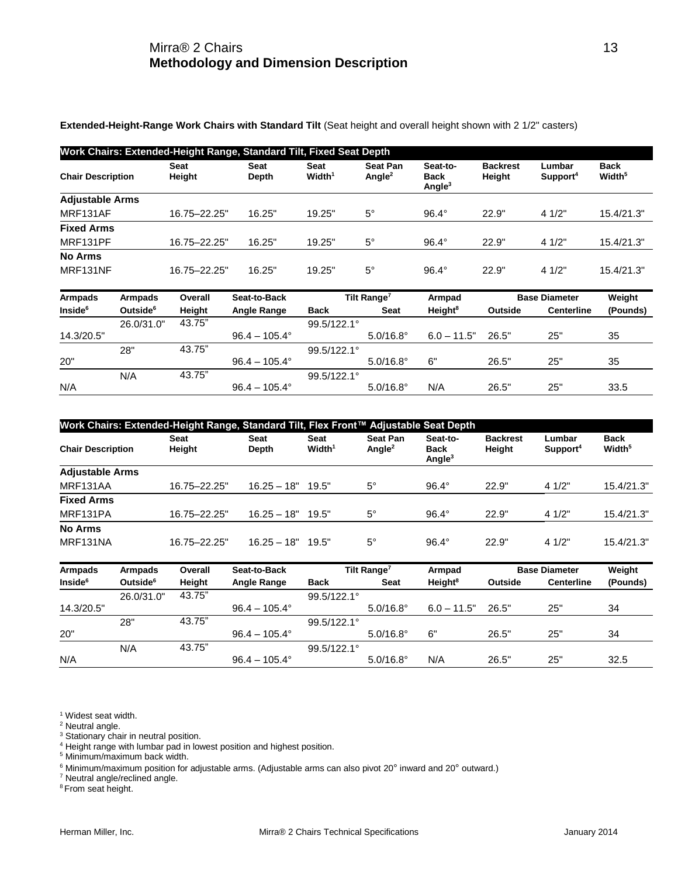# Mirra® 2 Chairs
## Methodology and Dimension Description

**Extended-Height-Range Work Chairs with Standard Tilt** (Seat height and overall height shown with 2 1/2" casters)

**Work Chairs: Extended-Height Range, Standard Tilt, Fixed Seat Depth**

| Chair Description | Seat Height | Seat Depth | Seat Width[1] | Seat Pan Angle[2] | Seat-to-Back Angle[3] | Backrest Height | Lumbar Support[4] | Back Width[5] |
|---|---|---|---|---|---|---|---|---|
| **Adjustable Arms** | | | | | | | | |
| MRF131AF | 16.75–22.25" | 16.25" | 19.25" | 5° | 96.4° | 22.9" | 4 1/2" | 15.4/21.3" |
| **Fixed Arms** | | | | | | | | |
| MRF131PF | 16.75–22.25" | 16.25" | 19.25" | 5° | 96.4° | 22.9" | 4 1/2" | 15.4/21.3" |
| **No Arms** | | | | | | | | |
| MRF131NF | 16.75–22.25" | 16.25" | 19.25" | 5° | 96.4° | 22.9" | 4 1/2" | 15.4/21.3" |

| Armpads Inside[6] | Armpads Outside[6] | Overall Height | Seat-to-Back Angle Range | Tilt Range[7] Back | Tilt Range[7] Seat | Armpad Height[8] | Base Diameter Outside | Base Diameter Centerline | Weight (Pounds) |
|---|---|---|---|---|---|---|---|---|---|
| 14.3/20.5" | 26.0/31.0" | 43.75" | 96.4 – 105.4° | 99.5/122.1° | 5.0/16.8° | 6.0 – 11.5" | 26.5" | 25" | 35 |
| 20" | 28" | 43.75" | 96.4 – 105.4° | 99.5/122.1° | 5.0/16.8° | 6" | 26.5" | 25" | 35 |
| N/A | N/A | 43.75" | 96.4 – 105.4° | 99.5/122.1° | 5.0/16.8° | N/A | 26.5" | 25" | 33.5 |

**Work Chairs: Extended-Height Range, Standard Tilt, Flex Front™ Adjustable Seat Depth**

| Chair Description | Seat Height | Seat Depth | Seat Width[1] | Seat Pan Angle[2] | Seat-to-Back Angle[3] | Backrest Height | Lumbar Support[4] | Back Width[5] |
|---|---|---|---|---|---|---|---|---|
| **Adjustable Arms** | | | | | | | | |
| MRF131AA | 16.75–22.25" | 16.25 – 18" | 19.5" | 5° | 96.4° | 22.9" | 4 1/2" | 15.4/21.3" |
| **Fixed Arms** | | | | | | | | |
| MRF131PA | 16.75–22.25" | 16.25 – 18" | 19.5" | 5° | 96.4° | 22.9" | 4 1/2" | 15.4/21.3" |
| **No Arms** | | | | | | | | |
| MRF131NA | 16.75–22.25" | 16.25 – 18" | 19.5" | 5° | 96.4° | 22.9" | 4 1/2" | 15.4/21.3" |

| Armpads Inside[6] | Armpads Outside[6] | Overall Height | Seat-to-Back Angle Range | Tilt Range[7] Back | Tilt Range[7] Seat | Armpad Height[8] | Base Diameter Outside | Base Diameter Centerline | Weight (Pounds) |
|---|---|---|---|---|---|---|---|---|---|
| 14.3/20.5" | 26.0/31.0" | 43.75" | 96.4 – 105.4° | 99.5/122.1° | 5.0/16.8° | 6.0 – 11.5" | 26.5" | 25" | 34 |
| 20" | 28" | 43.75" | 96.4 – 105.4° | 99.5/122.1° | 5.0/16.8° | 6" | 26.5" | 25" | 34 |
| N/A | N/A | 43.75" | 96.4 – 105.4° | 99.5/122.1° | 5.0/16.8° | N/A | 26.5" | 25" | 32.5 |

[1] Widest seat width.
[2] Neutral angle.
[3] Stationary chair in neutral position.
[4] Height range with lumbar pad in lowest position and highest position.
[5] Minimum/maximum back width.
[6] Minimum/maximum position for adjustable arms. (Adjustable arms can also pivot 20° inward and 20° outward.)
[7] Neutral angle/reclined angle.
[8] From seat height.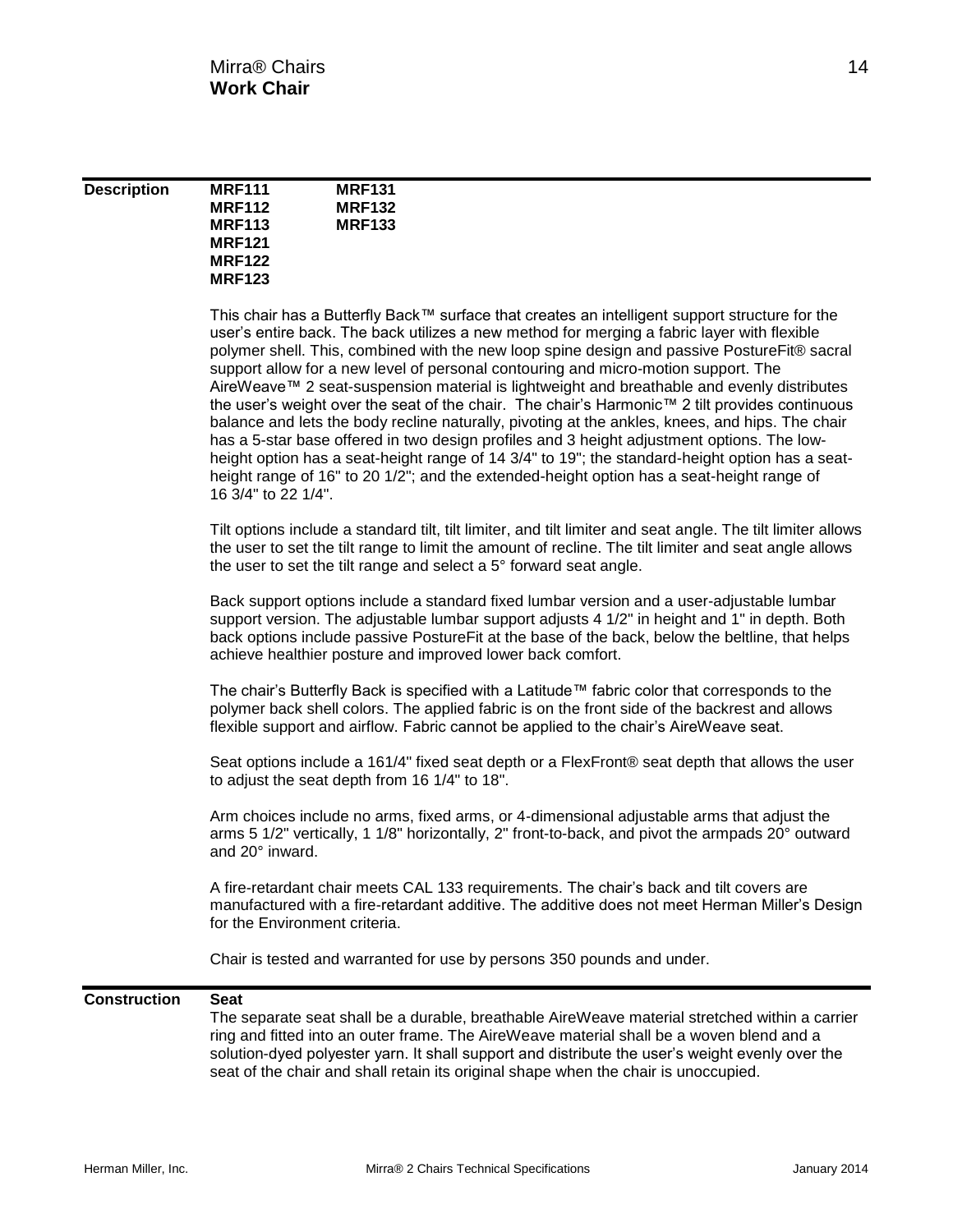# Mirra® Chairs
## Work Chair

### Description

**MRF111**
**MRF112**
**MRF113**
**MRF121**
**MRF122**
**MRF123**
**MRF131**
**MRF132**
**MRF133**

This chair has a Butterfly Back™ surface that creates an intelligent support structure for the user's entire back. The back utilizes a new method for merging a fabric layer with flexible polymer shell. This, combined with the new loop spine design and passive PostureFit® sacral support allow for a new level of personal contouring and micro-motion support. The AireWeave™ 2 seat-suspension material is lightweight and breathable and evenly distributes the user's weight over the seat of the chair. The chair's Harmonic™ 2 tilt provides continuous balance and lets the body recline naturally, pivoting at the ankles, knees, and hips. The chair has a 5-star base offered in two design profiles and 3 height adjustment options. The low-height option has a seat-height range of 14 3/4" to 19"; the standard-height option has a seat-height range of 16" to 20 1/2"; and the extended-height option has a seat-height range of 16 3/4" to 22 1/4".

Tilt options include a standard tilt, tilt limiter, and tilt limiter and seat angle. The tilt limiter allows the user to set the tilt range to limit the amount of recline. The tilt limiter and seat angle allows the user to set the tilt range and select a 5° forward seat angle.

Back support options include a standard fixed lumbar version and a user-adjustable lumbar support version. The adjustable lumbar support adjusts 4 1/2" in height and 1" in depth. Both back options include passive PostureFit at the base of the back, below the beltline, that helps achieve healthier posture and improved lower back comfort.

The chair's Butterfly Back is specified with a Latitude™ fabric color that corresponds to the polymer back shell colors. The applied fabric is on the front side of the backrest and allows flexible support and airflow. Fabric cannot be applied to the chair's AireWeave seat.

Seat options include a 161/4" fixed seat depth or a FlexFront® seat depth that allows the user to adjust the seat depth from 16 1/4" to 18".

Arm choices include no arms, fixed arms, or 4-dimensional adjustable arms that adjust the arms 5 1/2" vertically, 1 1/8" horizontally, 2" front-to-back, and pivot the armpads 20° outward and 20° inward.

A fire-retardant chair meets CAL 133 requirements. The chair's back and tilt covers are manufactured with a fire-retardant additive. The additive does not meet Herman Miller's Design for the Environment criteria.

Chair is tested and warranted for use by persons 350 pounds and under.

### Construction

**Seat**

The separate seat shall be a durable, breathable AireWeave material stretched within a carrier ring and fitted into an outer frame. The AireWeave material shall be a woven blend and a solution-dyed polyester yarn. It shall support and distribute the user's weight evenly over the seat of the chair and shall retain its original shape when the chair is unoccupied.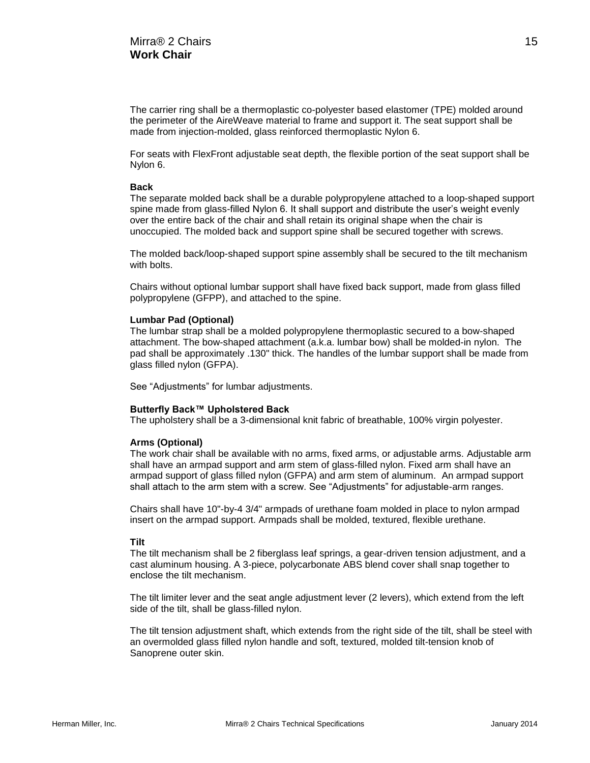The carrier ring shall be a thermoplastic co-polyester based elastomer (TPE) molded around the perimeter of the AireWeave material to frame and support it. The seat support shall be made from injection-molded, glass reinforced thermoplastic Nylon 6.

For seats with FlexFront adjustable seat depth, the flexible portion of the seat support shall be Nylon 6.

**Back**

The separate molded back shall be a durable polypropylene attached to a loop-shaped support spine made from glass-filled Nylon 6. It shall support and distribute the user's weight evenly over the entire back of the chair and shall retain its original shape when the chair is unoccupied. The molded back and support spine shall be secured together with screws.

The molded back/loop-shaped support spine assembly shall be secured to the tilt mechanism with bolts.

Chairs without optional lumbar support shall have fixed back support, made from glass filled polypropylene (GFPP), and attached to the spine.

**Lumbar Pad (Optional)**

The lumbar strap shall be a molded polypropylene thermoplastic secured to a bow-shaped attachment. The bow-shaped attachment (a.k.a. lumbar bow) shall be molded-in nylon. The pad shall be approximately .130" thick. The handles of the lumbar support shall be made from glass filled nylon (GFPA).

See "Adjustments" for lumbar adjustments.

**Butterfly Back™ Upholstered Back**

The upholstery shall be a 3-dimensional knit fabric of breathable, 100% virgin polyester.

**Arms (Optional)**

The work chair shall be available with no arms, fixed arms, or adjustable arms. Adjustable arm shall have an armpad support and arm stem of glass-filled nylon. Fixed arm shall have an armpad support of glass filled nylon (GFPA) and arm stem of aluminum. An armpad support shall attach to the arm stem with a screw. See "Adjustments" for adjustable-arm ranges.

Chairs shall have 10"-by-4 3/4" armpads of urethane foam molded in place to nylon armpad insert on the armpad support. Armpads shall be molded, textured, flexible urethane.

**Tilt**

The tilt mechanism shall be 2 fiberglass leaf springs, a gear-driven tension adjustment, and a cast aluminum housing. A 3-piece, polycarbonate ABS blend cover shall snap together to enclose the tilt mechanism.

The tilt limiter lever and the seat angle adjustment lever (2 levers), which extend from the left side of the tilt, shall be glass-filled nylon.

The tilt tension adjustment shaft, which extends from the right side of the tilt, shall be steel with an overmolded glass filled nylon handle and soft, textured, molded tilt-tension knob of Sanoprene outer skin.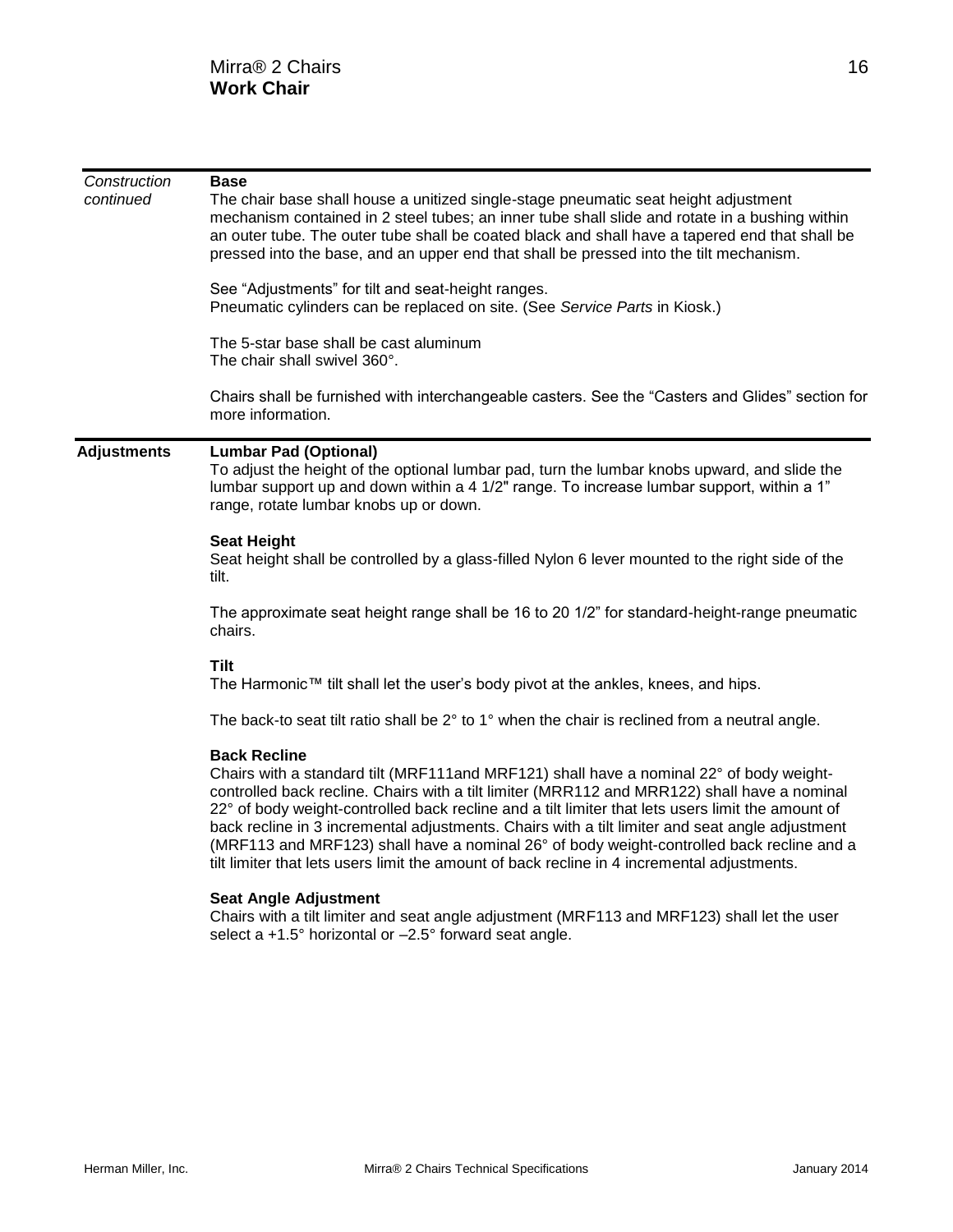*Construction continued*

### Base

The chair base shall house a unitized single-stage pneumatic seat height adjustment mechanism contained in 2 steel tubes; an inner tube shall slide and rotate in a bushing within an outer tube. The outer tube shall be coated black and shall have a tapered end that shall be pressed into the base, and an upper end that shall be pressed into the tilt mechanism.

See "Adjustments" for tilt and seat-height ranges.
Pneumatic cylinders can be replaced on site. (See *Service Parts* in Kiosk.)

The 5-star base shall be cast aluminum
The chair shall swivel 360°.

Chairs shall be furnished with interchangeable casters. See the "Casters and Glides" section for more information.

## Adjustments

### Lumbar Pad (Optional)

To adjust the height of the optional lumbar pad, turn the lumbar knobs upward, and slide the lumbar support up and down within a 4 1/2" range. To increase lumbar support, within a 1" range, rotate lumbar knobs up or down.

### Seat Height

Seat height shall be controlled by a glass-filled Nylon 6 lever mounted to the right side of the tilt.

The approximate seat height range shall be 16 to 20 1/2" for standard-height-range pneumatic chairs.

### Tilt

The Harmonic™ tilt shall let the user's body pivot at the ankles, knees, and hips.

The back-to seat tilt ratio shall be 2° to 1° when the chair is reclined from a neutral angle.

### Back Recline

Chairs with a standard tilt (MRF111and MRF121) shall have a nominal 22° of body weight-controlled back recline. Chairs with a tilt limiter (MRR112 and MRR122) shall have a nominal 22° of body weight-controlled back recline and a tilt limiter that lets users limit the amount of back recline in 3 incremental adjustments. Chairs with a tilt limiter and seat angle adjustment (MRF113 and MRF123) shall have a nominal 26° of body weight-controlled back recline and a tilt limiter that lets users limit the amount of back recline in 4 incremental adjustments.

### Seat Angle Adjustment

Chairs with a tilt limiter and seat angle adjustment (MRF113 and MRF123) shall let the user select a +1.5° horizontal or –2.5° forward seat angle.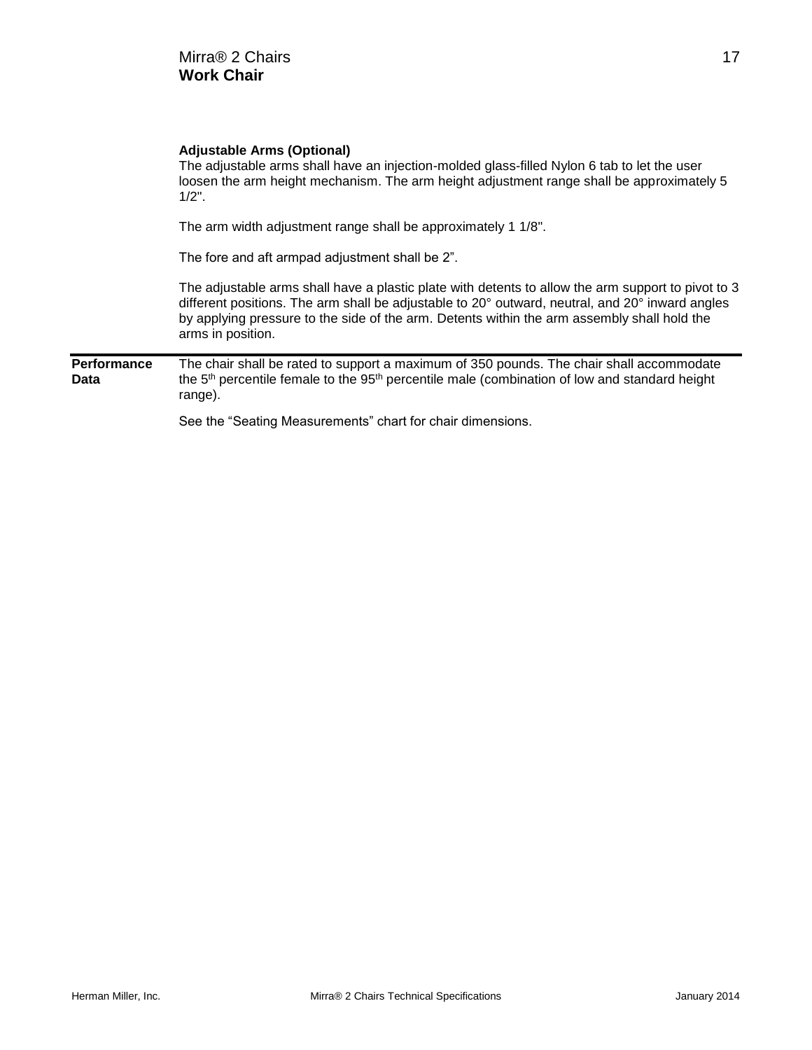### Adjustable Arms (Optional)

The adjustable arms shall have an injection-molded glass-filled Nylon 6 tab to let the user loosen the arm height mechanism. The arm height adjustment range shall be approximately 5 1/2".

The arm width adjustment range shall be approximately 1 1/8".

The fore and aft armpad adjustment shall be 2”.

The adjustable arms shall have a plastic plate with detents to allow the arm support to pivot to 3 different positions. The arm shall be adjustable to 20° outward, neutral, and 20° inward angles by applying pressure to the side of the arm. Detents within the arm assembly shall hold the arms in position.

---

**Performance Data**

The chair shall be rated to support a maximum of 350 pounds. The chair shall accommodate the 5th percentile female to the 95th percentile male (combination of low and standard height range).

See the “Seating Measurements” chart for chair dimensions.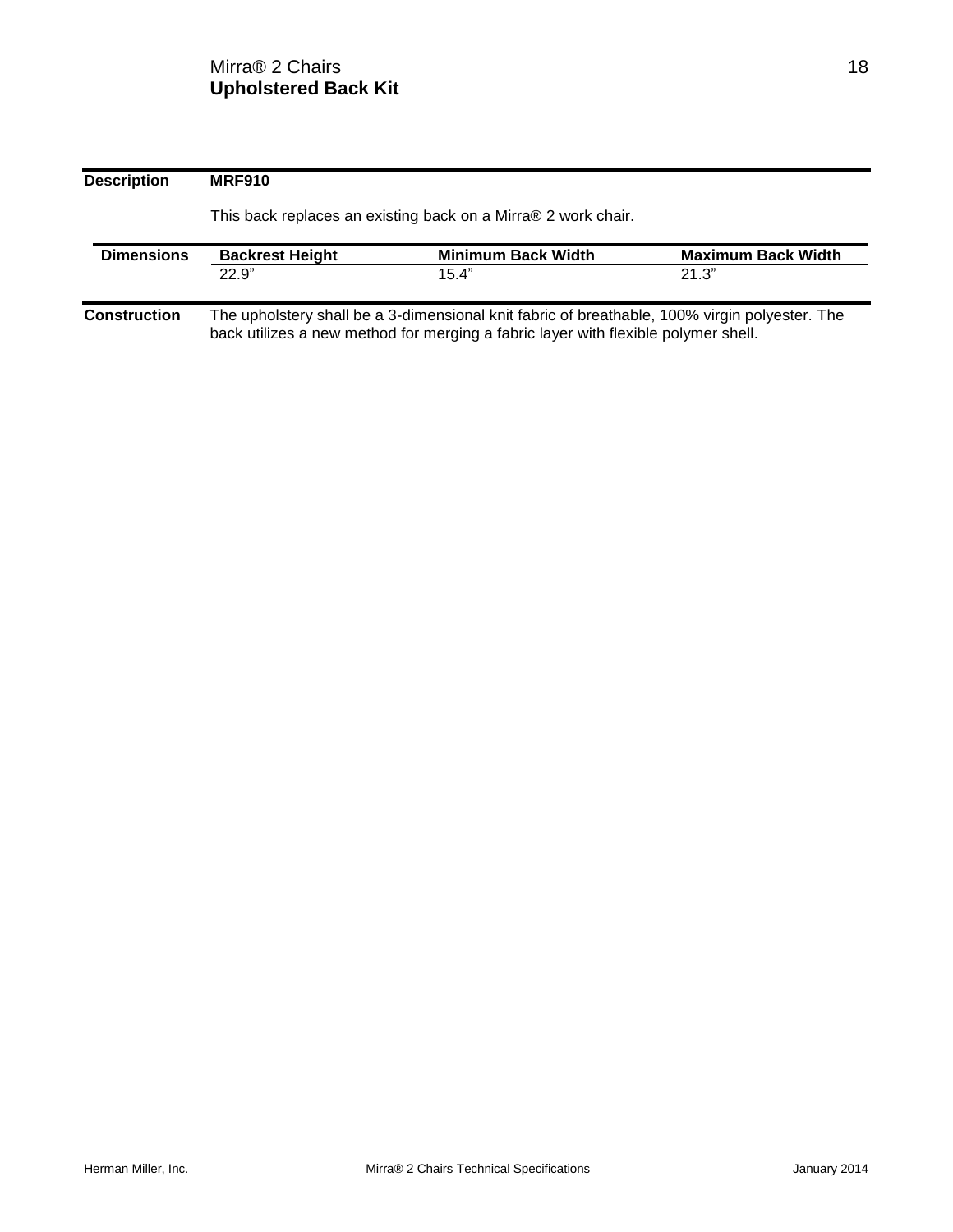# Mirra® 2 Chairs
## Upholstered Back Kit

**Description** **MRF910**

This back replaces an existing back on a Mirra® 2 work chair.

**Dimensions**

| Backrest Height | Minimum Back Width | Maximum Back Width |
|---|---|---|
| 22.9" | 15.4" | 21.3" |

**Construction** The upholstery shall be a 3-dimensional knit fabric of breathable, 100% virgin polyester. The back utilizes a new method for merging a fabric layer with flexible polymer shell.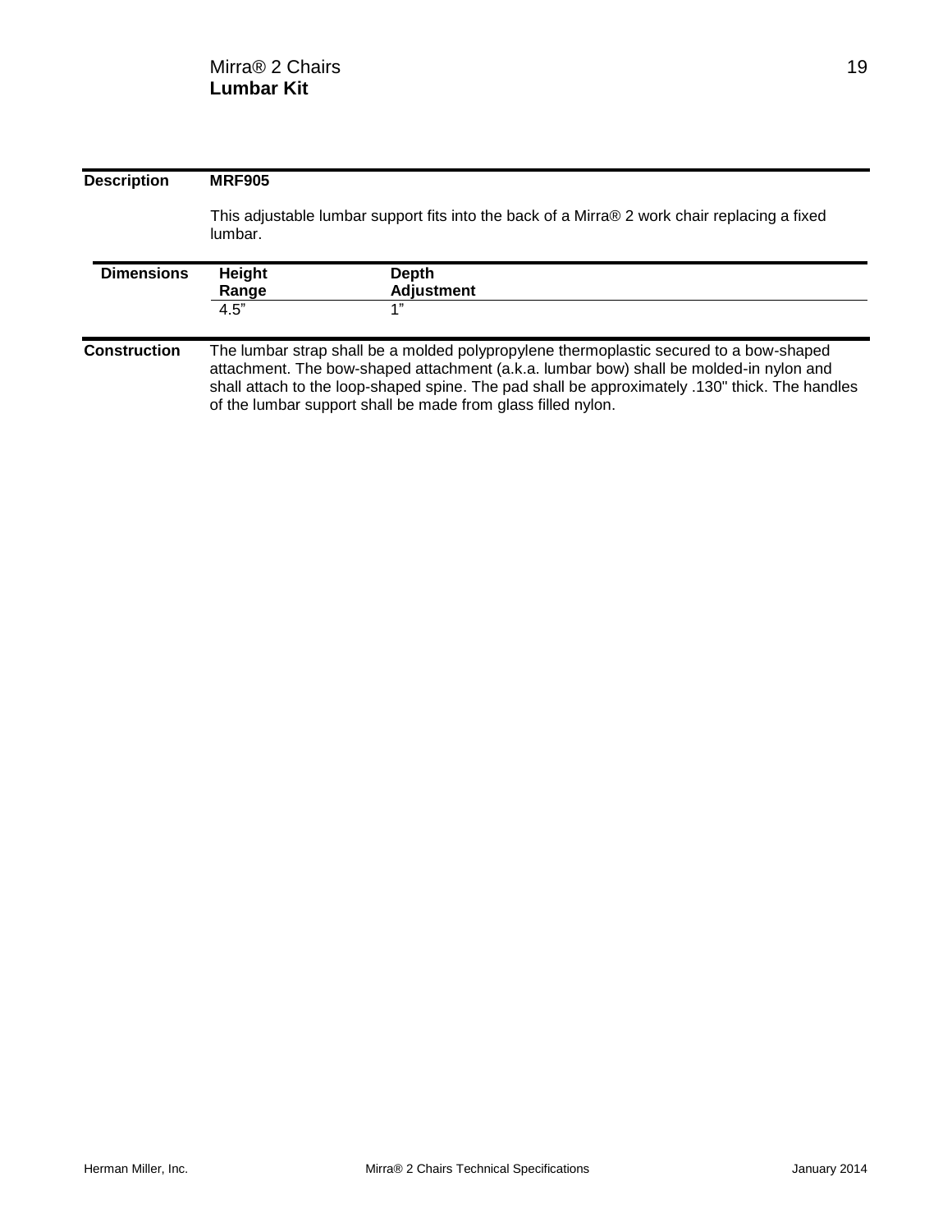## Lumbar Kit

**Description**

**MRF905**

This adjustable lumbar support fits into the back of a Mirra® 2 work chair replacing a fixed lumbar.

**Dimensions**

| Height Range | Depth Adjustment |
| --- | --- |
| 4.5" | 1" |

**Construction**

The lumbar strap shall be a molded polypropylene thermoplastic secured to a bow-shaped attachment. The bow-shaped attachment (a.k.a. lumbar bow) shall be molded-in nylon and shall attach to the loop-shaped spine. The pad shall be approximately .130" thick. The handles of the lumbar support shall be made from glass filled nylon.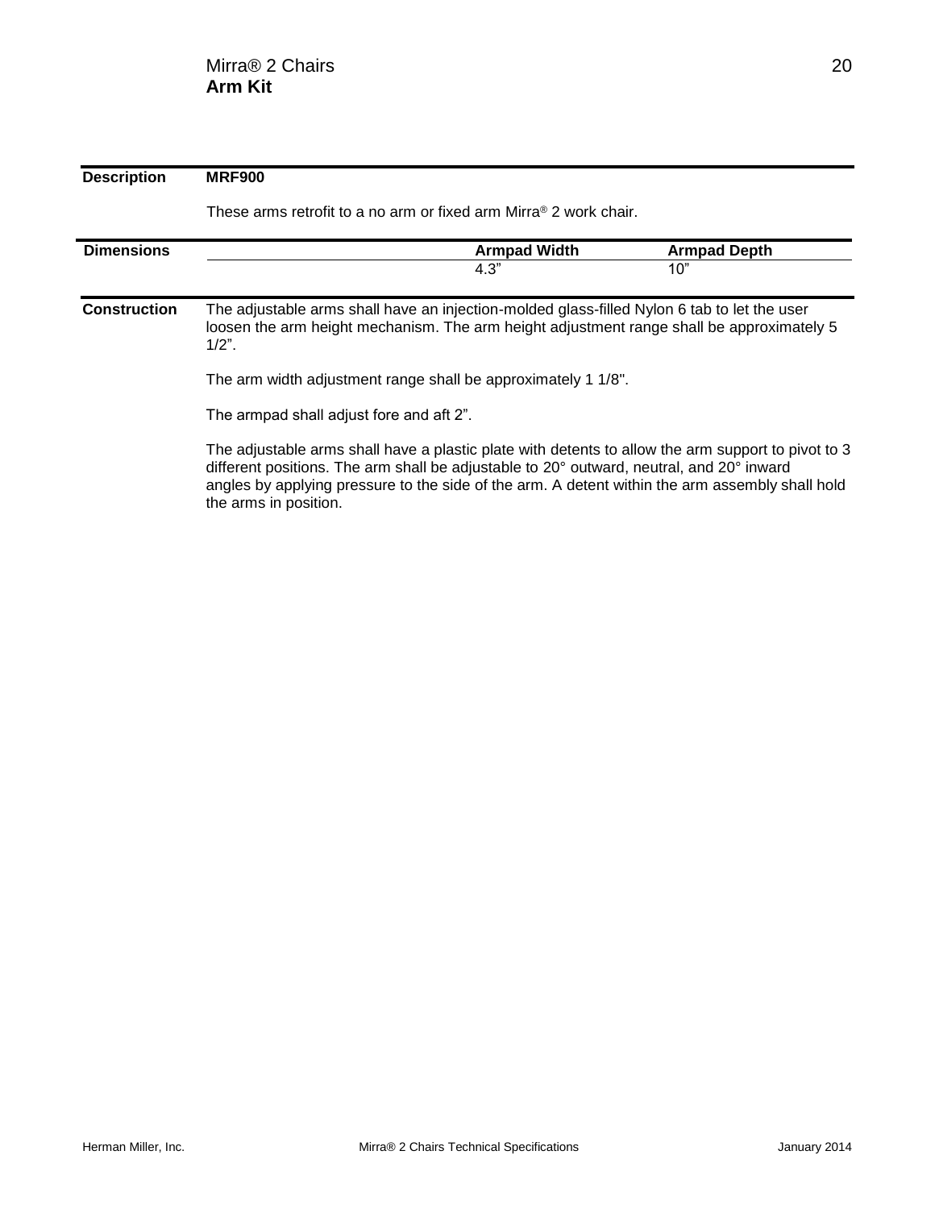# Mirra® 2 Chairs
## Arm Kit

**Description** **MRF900**

These arms retrofit to a no arm or fixed arm Mirra® 2 work chair.

**Dimensions**

| | Armpad Width | Armpad Depth |
|---|---|---|
| | 4.3” | 10” |

**Construction** The adjustable arms shall have an injection-molded glass-filled Nylon 6 tab to let the user loosen the arm height mechanism. The arm height adjustment range shall be approximately 5 1/2”.

The arm width adjustment range shall be approximately 1 1/8".

The armpad shall adjust fore and aft 2”.

The adjustable arms shall have a plastic plate with detents to allow the arm support to pivot to 3 different positions. The arm shall be adjustable to 20° outward, neutral, and 20° inward angles by applying pressure to the side of the arm. A detent within the arm assembly shall hold the arms in position.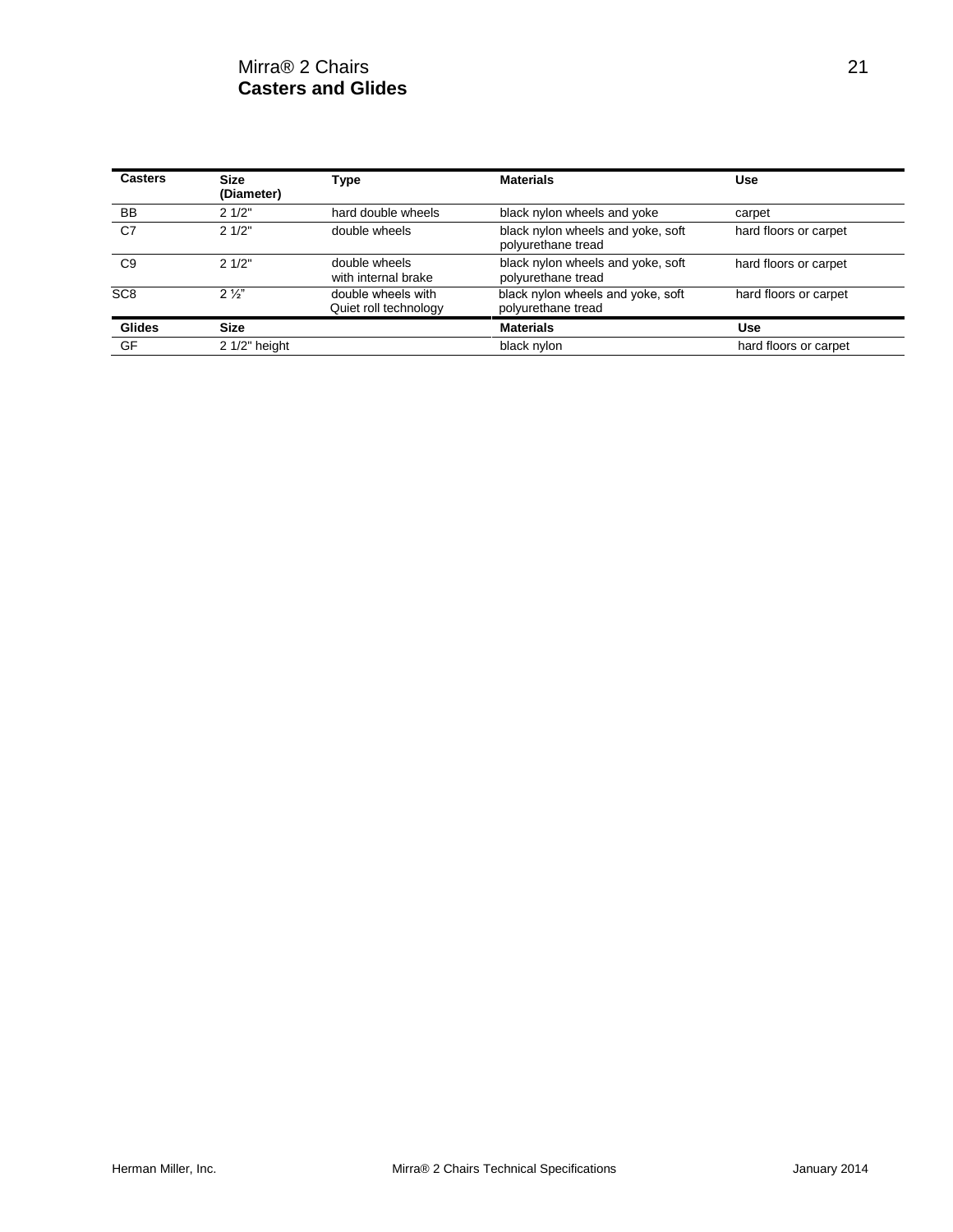## Casters and Glides

| Casters | Size (Diameter) | Type | Materials | Use |
|---|---|---|---|---|
| BB | 2 1/2" | hard double wheels | black nylon wheels and yoke | carpet |
| C7 | 2 1/2" | double wheels | black nylon wheels and yoke, soft polyurethane tread | hard floors or carpet |
| C9 | 2 1/2" | double wheels with internal brake | black nylon wheels and yoke, soft polyurethane tread | hard floors or carpet |
| SC8 | 2 ½" | double wheels with Quiet roll technology | black nylon wheels and yoke, soft polyurethane tread | hard floors or carpet |
| **Glides** | **Size** | | **Materials** | **Use** |
| GF | 2 1/2" height | | black nylon | hard floors or carpet |